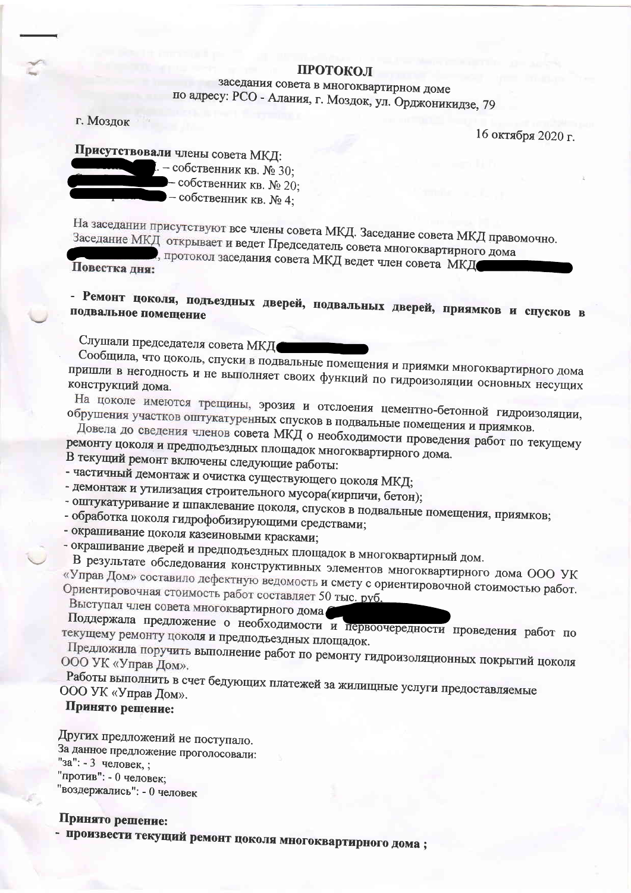# ПРОТОКОЛ

заседания совета в многоквартирном доме
по адресу: РСО - Алания, г. Моздок, ул. Орджоникидзе, 79

г. Моздок

16 октября 2020 г.

**Присутствовали** члены совета МКД:
- – собственник кв. № 30;
- – собственник кв. № 20;
- – собственник кв. № 4;

На заседании присутствуют все члены совета МКД. Заседание совета МКД правомочно.
Заседание МКД открывает и ведет Председатель совета многоквартирного дома , протокол заседания совета МКД ведет член совета МКД

**Повестка дня:**

**- Ремонт цоколя, подъездных дверей, подвальных дверей, приямков и спусков в подвальное помещение**

Слушали председателя совета МКД
Сообщила, что цоколь, спуски в подвальные помещения и приямки многоквартирного дома пришли в негодность и не выполняет своих функций по гидроизоляции основных несущих конструкций дома.

На цоколе имеются трещины, эрозия и отслоения цементно-бетонной гидроизоляции, обрушения участков оштукатуренных спусков в подвальные помещения и приямков.

Довела до сведения членов совета МКД о необходимости проведения работ по текущему ремонту цоколя и предподъездных площадок многоквартирного дома.

В текущий ремонт включены следующие работы:
- частичный демонтаж и очистка существующего цоколя МКД;
- демонтаж и утилизация строительного мусора(кирпичи, бетон);
- оштукатуривание и шпаклевание цоколя, спусков в подвальные помещения, приямков;
- обработка цоколя гидрофобизирующими средствами;
- окрашивание цоколя казеиновыми красками;
- окрашивание дверей и предподъездных площадок в многоквартирный дом.

В результате обследования конструктивных элементов многоквартирного дома ООО УК «Управ Дом» составило дефектную ведомость и смету с ориентировочной стоимостью работ. Ориентировочная стоимость работ составляет 50 тыс. руб.

Выступал член совета многоквартирного дома

Поддержала предложение о необходимости и первоочерности проведения работ по текущему ремонту цоколя и предподъездных площадок.

Предложила поручить выполнение работ по ремонту гидроизоляционных покрытий цоколя ООО УК «Управ Дом».

Работы выполнить в счет бедующих платежей за жилищные услуги предоставляемые ООО УК «Управ Дом».

**Принято решение:**

Других предложений не поступало.
За данное предложение проголосовали:
"за": - 3 человек, ;
"против": - 0 человек;
"воздержались": - 0 человек

**Принято решение:**

- **произвести текущий ремонт цоколя многоквартирного дома ;**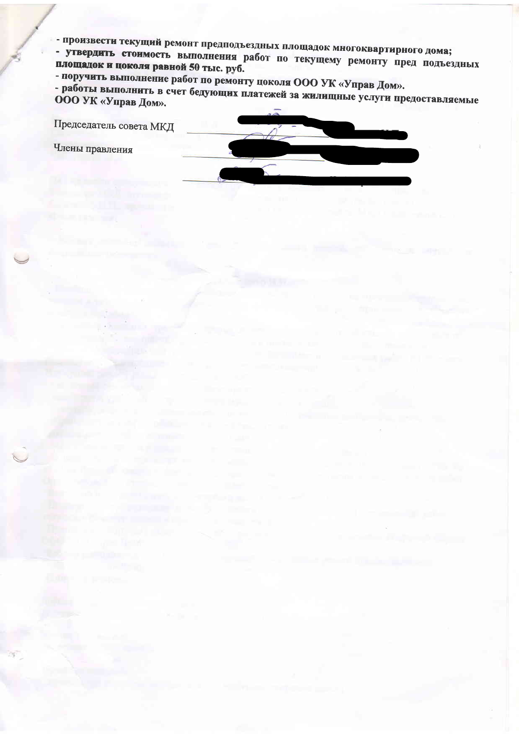- произвести текущий ремонт предподъездных площадок многоквартирного дома;
- утвердить стоимость выполнения работ по текущему ремонту пред подъездных площадок и цоколя равной 50 тыс. руб.
- поручить выполнение работ по ремонту цоколя ООО УК «Управ Дом».
- работы выполнить в счет бедующих платежей за жилищные услуги предоставляемые ООО УК «Управ Дом».

Председатель совета МКД ____________________

Члены правления ____________________

____________________